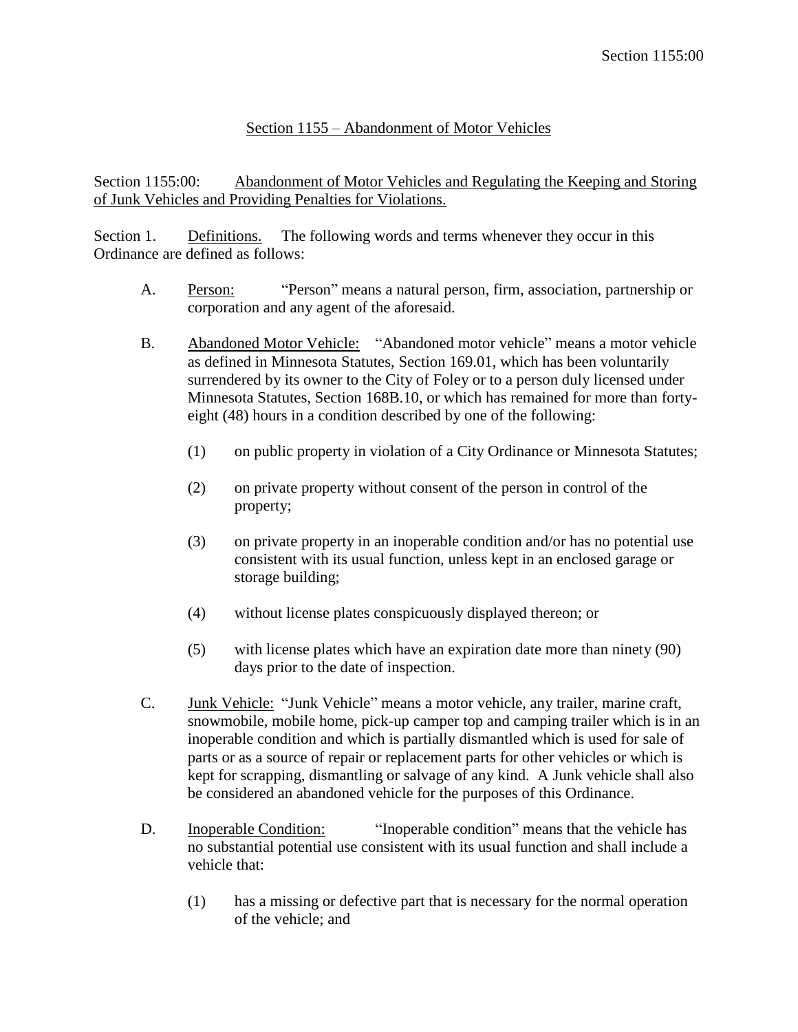# Section 1155 – Abandonment of Motor Vehicles

Section 1155:00: Abandonment of Motor Vehicles and Regulating the Keeping and Storing of Junk Vehicles and Providing Penalties for Violations.

Section 1. Definitions. The following words and terms whenever they occur in this Ordinance are defined as follows:

A. Person: "Person" means a natural person, firm, association, partnership or corporation and any agent of the aforesaid.

B. Abandoned Motor Vehicle: "Abandoned motor vehicle" means a motor vehicle as defined in Minnesota Statutes, Section 169.01, which has been voluntarily surrendered by its owner to the City of Foley or to a person duly licensed under Minnesota Statutes, Section 168B.10, or which has remained for more than forty-eight (48) hours in a condition described by one of the following:

(1) on public property in violation of a City Ordinance or Minnesota Statutes;

(2) on private property without consent of the person in control of the property;

(3) on private property in an inoperable condition and/or has no potential use consistent with its usual function, unless kept in an enclosed garage or storage building;

(4) without license plates conspicuously displayed thereon; or

(5) with license plates which have an expiration date more than ninety (90) days prior to the date of inspection.

C. Junk Vehicle: "Junk Vehicle" means a motor vehicle, any trailer, marine craft, snowmobile, mobile home, pick-up camper top and camping trailer which is in an inoperable condition and which is partially dismantled which is used for sale of parts or as a source of repair or replacement parts for other vehicles or which is kept for scrapping, dismantling or salvage of any kind. A Junk vehicle shall also be considered an abandoned vehicle for the purposes of this Ordinance.

D. Inoperable Condition: "Inoperable condition" means that the vehicle has no substantial potential use consistent with its usual function and shall include a vehicle that:

(1) has a missing or defective part that is necessary for the normal operation of the vehicle; and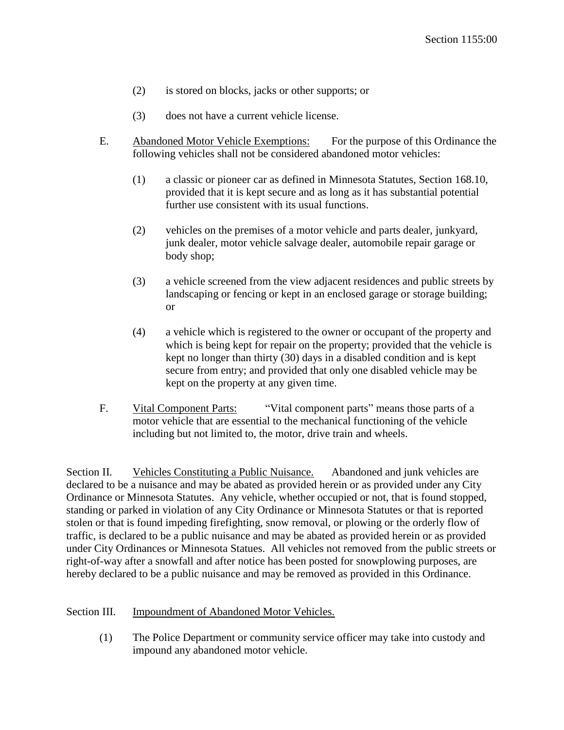(2) is stored on blocks, jacks or other supports; or

(3) does not have a current vehicle license.

E. Abandoned Motor Vehicle Exemptions: For the purpose of this Ordinance the following vehicles shall not be considered abandoned motor vehicles:

(1) a classic or pioneer car as defined in Minnesota Statutes, Section 168.10, provided that it is kept secure and as long as it has substantial potential further use consistent with its usual functions.

(2) vehicles on the premises of a motor vehicle and parts dealer, junkyard, junk dealer, motor vehicle salvage dealer, automobile repair garage or body shop;

(3) a vehicle screened from the view adjacent residences and public streets by landscaping or fencing or kept in an enclosed garage or storage building; or

(4) a vehicle which is registered to the owner or occupant of the property and which is being kept for repair on the property; provided that the vehicle is kept no longer than thirty (30) days in a disabled condition and is kept secure from entry; and provided that only one disabled vehicle may be kept on the property at any given time.

F. Vital Component Parts: "Vital component parts" means those parts of a motor vehicle that are essential to the mechanical functioning of the vehicle including but not limited to, the motor, drive train and wheels.

Section II. Vehicles Constituting a Public Nuisance. Abandoned and junk vehicles are declared to be a nuisance and may be abated as provided herein or as provided under any City Ordinance or Minnesota Statutes. Any vehicle, whether occupied or not, that is found stopped, standing or parked in violation of any City Ordinance or Minnesota Statutes or that is reported stolen or that is found impeding firefighting, snow removal, or plowing or the orderly flow of traffic, is declared to be a public nuisance and may be abated as provided herein or as provided under City Ordinances or Minnesota Statues. All vehicles not removed from the public streets or right-of-way after a snowfall and after notice has been posted for snowplowing purposes, are hereby declared to be a public nuisance and may be removed as provided in this Ordinance.

Section III. Impoundment of Abandoned Motor Vehicles.

(1) The Police Department or community service officer may take into custody and impound any abandoned motor vehicle.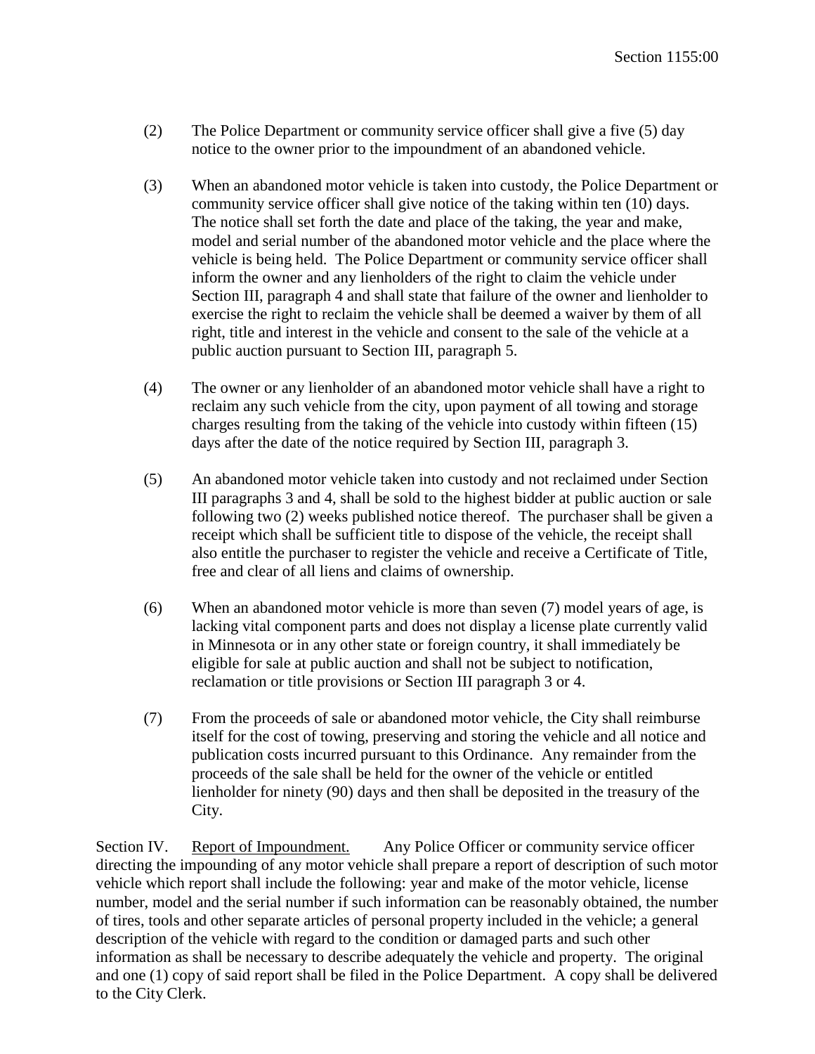(2) The Police Department or community service officer shall give a five (5) day notice to the owner prior to the impoundment of an abandoned vehicle.

(3) When an abandoned motor vehicle is taken into custody, the Police Department or community service officer shall give notice of the taking within ten (10) days. The notice shall set forth the date and place of the taking, the year and make, model and serial number of the abandoned motor vehicle and the place where the vehicle is being held. The Police Department or community service officer shall inform the owner and any lienholders of the right to claim the vehicle under Section III, paragraph 4 and shall state that failure of the owner and lienholder to exercise the right to reclaim the vehicle shall be deemed a waiver by them of all right, title and interest in the vehicle and consent to the sale of the vehicle at a public auction pursuant to Section III, paragraph 5.

(4) The owner or any lienholder of an abandoned motor vehicle shall have a right to reclaim any such vehicle from the city, upon payment of all towing and storage charges resulting from the taking of the vehicle into custody within fifteen (15) days after the date of the notice required by Section III, paragraph 3.

(5) An abandoned motor vehicle taken into custody and not reclaimed under Section III paragraphs 3 and 4, shall be sold to the highest bidder at public auction or sale following two (2) weeks published notice thereof. The purchaser shall be given a receipt which shall be sufficient title to dispose of the vehicle, the receipt shall also entitle the purchaser to register the vehicle and receive a Certificate of Title, free and clear of all liens and claims of ownership.

(6) When an abandoned motor vehicle is more than seven (7) model years of age, is lacking vital component parts and does not display a license plate currently valid in Minnesota or in any other state or foreign country, it shall immediately be eligible for sale at public auction and shall not be subject to notification, reclamation or title provisions or Section III paragraph 3 or 4.

(7) From the proceeds of sale or abandoned motor vehicle, the City shall reimburse itself for the cost of towing, preserving and storing the vehicle and all notice and publication costs incurred pursuant to this Ordinance. Any remainder from the proceeds of the sale shall be held for the owner of the vehicle or entitled lienholder for ninety (90) days and then shall be deposited in the treasury of the City.

Section IV. Report of Impoundment. Any Police Officer or community service officer directing the impounding of any motor vehicle shall prepare a report of description of such motor vehicle which report shall include the following: year and make of the motor vehicle, license number, model and the serial number if such information can be reasonably obtained, the number of tires, tools and other separate articles of personal property included in the vehicle; a general description of the vehicle with regard to the condition or damaged parts and such other information as shall be necessary to describe adequately the vehicle and property. The original and one (1) copy of said report shall be filed in the Police Department. A copy shall be delivered to the City Clerk.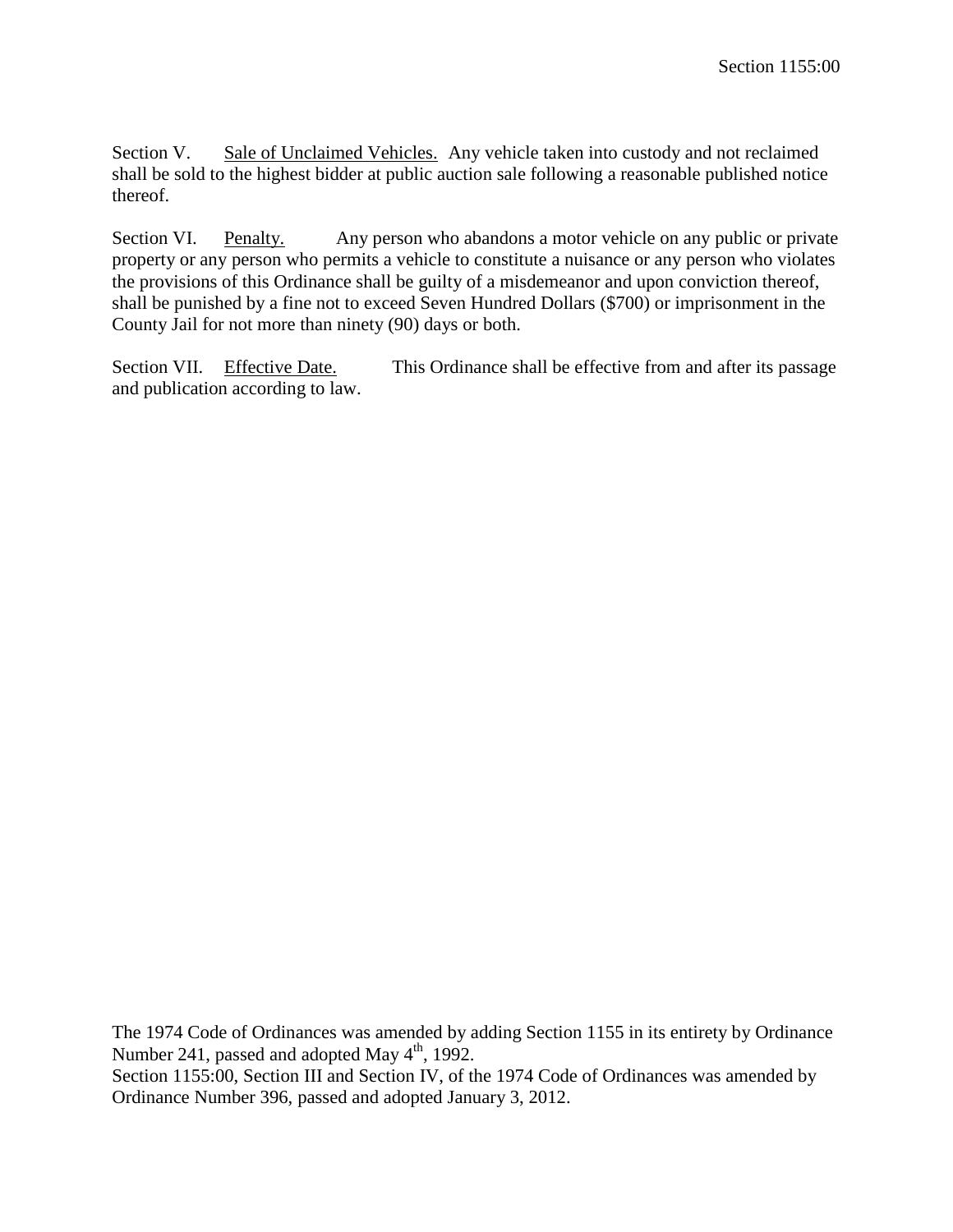Section V. Sale of Unclaimed Vehicles. Any vehicle taken into custody and not reclaimed shall be sold to the highest bidder at public auction sale following a reasonable published notice thereof.

Section VI. Penalty. Any person who abandons a motor vehicle on any public or private property or any person who permits a vehicle to constitute a nuisance or any person who violates the provisions of this Ordinance shall be guilty of a misdemeanor and upon conviction thereof, shall be punished by a fine not to exceed Seven Hundred Dollars ($700) or imprisonment in the County Jail for not more than ninety (90) days or both.

Section VII. Effective Date. This Ordinance shall be effective from and after its passage and publication according to law.

The 1974 Code of Ordinances was amended by adding Section 1155 in its entirety by Ordinance Number 241, passed and adopted May 4th, 1992.
Section 1155:00, Section III and Section IV, of the 1974 Code of Ordinances was amended by Ordinance Number 396, passed and adopted January 3, 2012.